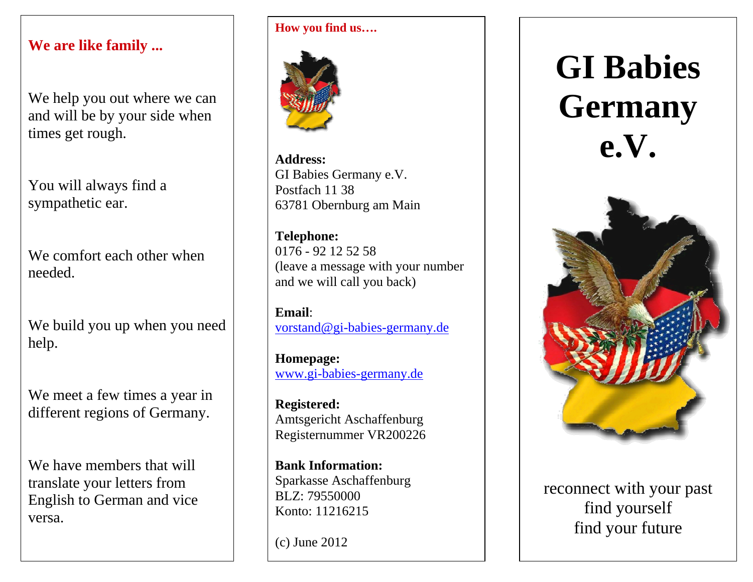## We are like family ...

We help you out where we can and will be by your side when times get rough.

You will always find a sympathetic ear.

We comfort each other when needed.

We build you up when you need help.

We meet a few times a year in different regions of Germany.

We have members that will translate your letters from English to German and vice versa.

## How you find us….

**Address:**
GI Babies Germany e.V.
Postfach 11 38
63781 Obernburg am Main

**Telephone:**
0176 - 92 12 52 58
(leave a message with your number and we will call you back)

**Email**:
vorstand@gi-babies-germany.de

**Homepage:**
www.gi-babies-germany.de

**Registered:**
Amtsgericht Aschaffenburg
Registernummer VR200226

**Bank Information:**
Sparkasse Aschaffenburg
BLZ: 79550000
Konto: 11216215

(c) June 2012

# GI Babies Germany e.V.

reconnect with your past
find yourself
find your future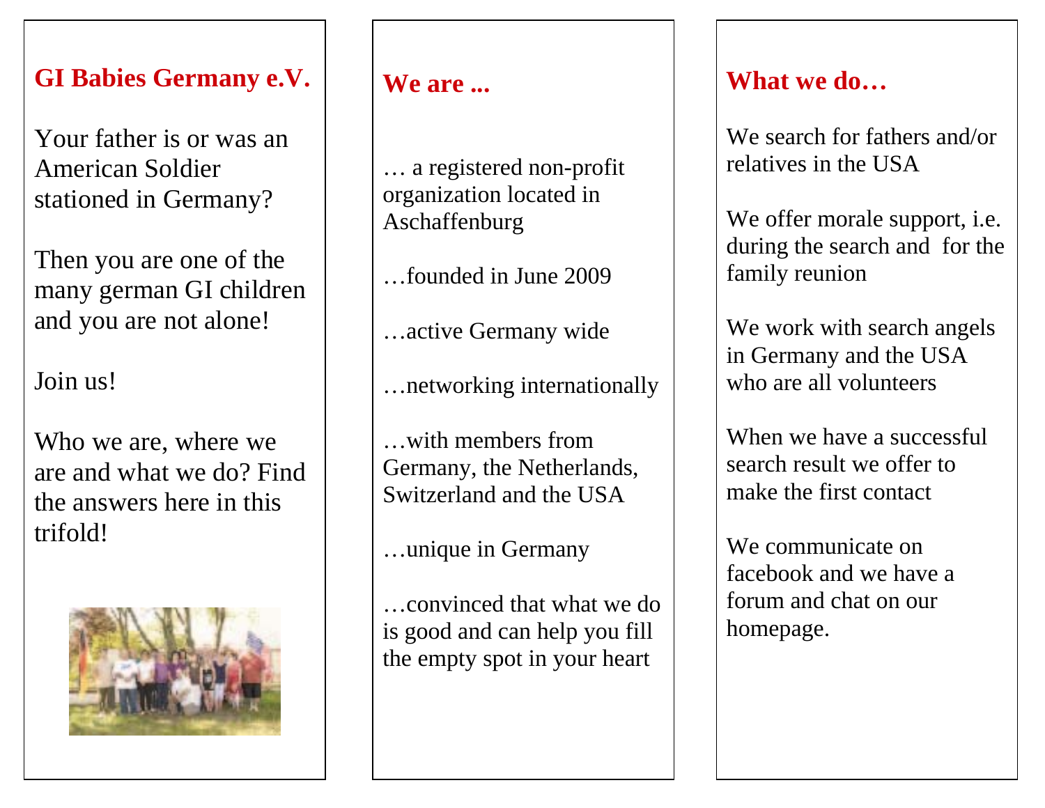## GI Babies Germany e.V.

Your father is or was an American Soldier stationed in Germany?

Then you are one of the many german GI children and you are not alone!

Join us!

Who we are, where we are and what we do? Find the answers here in this trifold!

## We are ...

… a registered non-profit organization located in Aschaffenburg

…founded in June 2009

…active Germany wide

…networking internationally

…with members from Germany, the Netherlands, Switzerland and the USA

…unique in Germany

…convinced that what we do is good and can help you fill the empty spot in your heart

## What we do…

We search for fathers and/or relatives in the USA

We offer morale support, i.e. during the search and for the family reunion

We work with search angels in Germany and the USA who are all volunteers

When we have a successful search result we offer to make the first contact

We communicate on facebook and we have a forum and chat on our homepage.